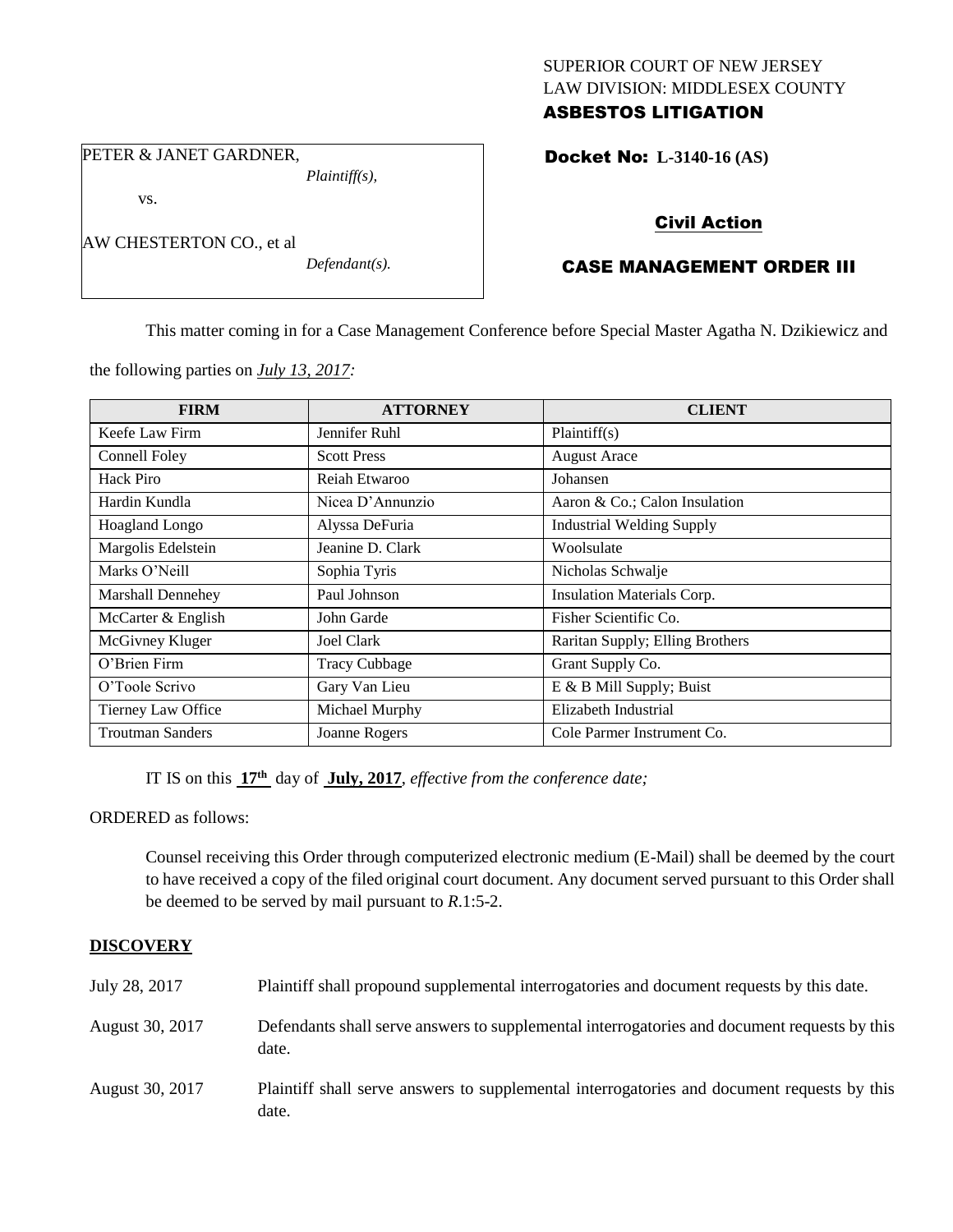SUPERIOR COURT OF NEW JERSEY
LAW DIVISION: MIDDLESEX COUNTY
**ASBESTOS LITIGATION**

PETER & JANET GARDNER,
*Plaintiff(s),*

vs.

AW CHESTERTON CO., et al
*Defendant(s).*

**Docket No: L-3140-16 (AS)**

## Civil Action

## CASE MANAGEMENT ORDER III

This matter coming in for a Case Management Conference before Special Master Agatha N. Dzikiewicz and the following parties on *July 13, 2017:*

| FIRM | ATTORNEY | CLIENT |
|---|---|---|
| Keefe Law Firm | Jennifer Ruhl | Plaintiff(s) |
| Connell Foley | Scott Press | August Arace |
| Hack Piro | Reiah Etwaroo | Johansen |
| Hardin Kundla | Nicea D'Annunzio | Aaron & Co.; Calon Insulation |
| Hoagland Longo | Alyssa DeFuria | Industrial Welding Supply |
| Margolis Edelstein | Jeanine D. Clark | Woolsulate |
| Marks O'Neill | Sophia Tyris | Nicholas Schwalje |
| Marshall Dennehey | Paul Johnson | Insulation Materials Corp. |
| McCarter & English | John Garde | Fisher Scientific Co. |
| McGivney Kluger | Joel Clark | Raritan Supply; Elling Brothers |
| O'Brien Firm | Tracy Cubbage | Grant Supply Co. |
| O'Toole Scrivo | Gary Van Lieu | E & B Mill Supply; Buist |
| Tierney Law Office | Michael Murphy | Elizabeth Industrial |
| Troutman Sanders | Joanne Rogers | Cole Parmer Instrument Co. |

IT IS on this **17th** day of **July, 2017**, *effective from the conference date;*

ORDERED as follows:

Counsel receiving this Order through computerized electronic medium (E-Mail) shall be deemed by the court to have received a copy of the filed original court document. Any document served pursuant to this Order shall be deemed to be served by mail pursuant to *R*.1:5-2.

**DISCOVERY**

July 28, 2017 — Plaintiff shall propound supplemental interrogatories and document requests by this date.

August 30, 2017 — Defendants shall serve answers to supplemental interrogatories and document requests by this date.

August 30, 2017 — Plaintiff shall serve answers to supplemental interrogatories and document requests by this date.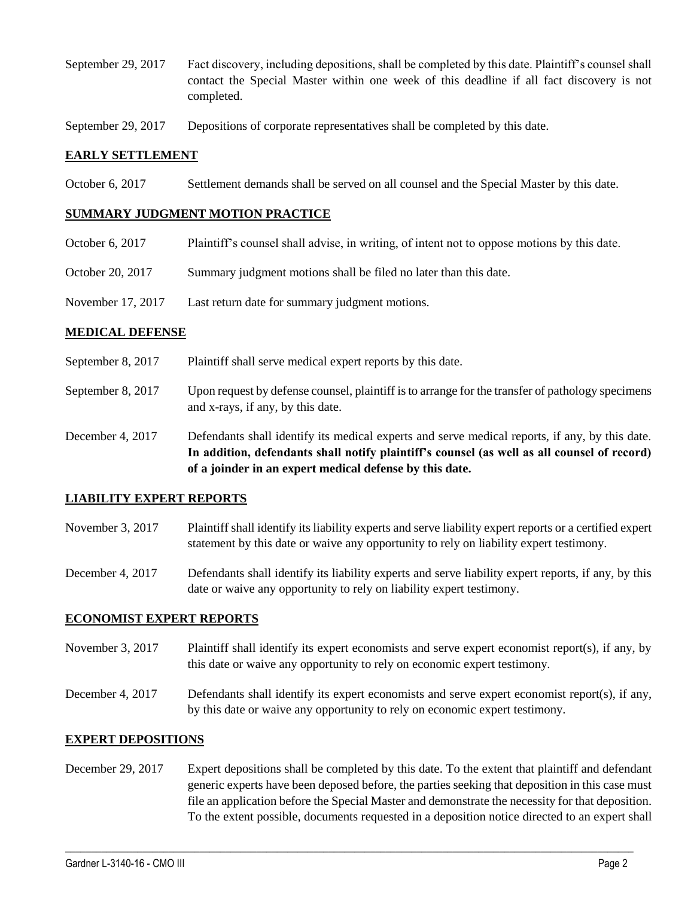September 29, 2017 Fact discovery, including depositions, shall be completed by this date. Plaintiff's counsel shall contact the Special Master within one week of this deadline if all fact discovery is not completed.

September 29, 2017 Depositions of corporate representatives shall be completed by this date.

## EARLY SETTLEMENT

October 6, 2017 Settlement demands shall be served on all counsel and the Special Master by this date.

## SUMMARY JUDGMENT MOTION PRACTICE

October 6, 2017 Plaintiff's counsel shall advise, in writing, of intent not to oppose motions by this date.

October 20, 2017 Summary judgment motions shall be filed no later than this date.

November 17, 2017 Last return date for summary judgment motions.

## MEDICAL DEFENSE

September 8, 2017 Plaintiff shall serve medical expert reports by this date.

September 8, 2017 Upon request by defense counsel, plaintiff is to arrange for the transfer of pathology specimens and x-rays, if any, by this date.

December 4, 2017 Defendants shall identify its medical experts and serve medical reports, if any, by this date. **In addition, defendants shall notify plaintiff's counsel (as well as all counsel of record) of a joinder in an expert medical defense by this date.**

## LIABILITY EXPERT REPORTS

November 3, 2017 Plaintiff shall identify its liability experts and serve liability expert reports or a certified expert statement by this date or waive any opportunity to rely on liability expert testimony.

December 4, 2017 Defendants shall identify its liability experts and serve liability expert reports, if any, by this date or waive any opportunity to rely on liability expert testimony.

## ECONOMIST EXPERT REPORTS

November 3, 2017 Plaintiff shall identify its expert economists and serve expert economist report(s), if any, by this date or waive any opportunity to rely on economic expert testimony.

December 4, 2017 Defendants shall identify its expert economists and serve expert economist report(s), if any, by this date or waive any opportunity to rely on economic expert testimony.

## EXPERT DEPOSITIONS

December 29, 2017 Expert depositions shall be completed by this date. To the extent that plaintiff and defendant generic experts have been deposed before, the parties seeking that deposition in this case must file an application before the Special Master and demonstrate the necessity for that deposition. To the extent possible, documents requested in a deposition notice directed to an expert shall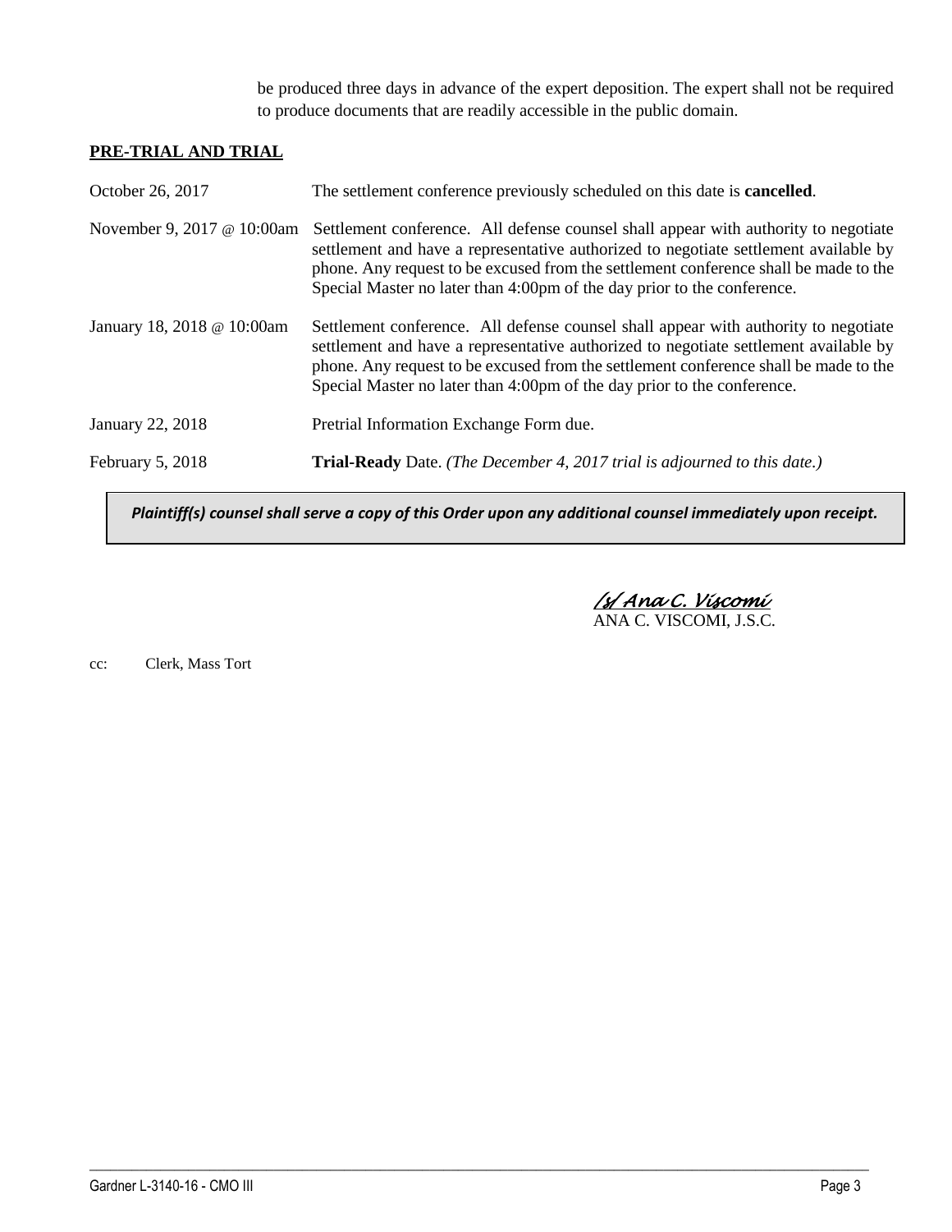be produced three days in advance of the expert deposition. The expert shall not be required to produce documents that are readily accessible in the public domain.

**PRE-TRIAL AND TRIAL**

| | |
|---|---|
| October 26, 2017 | The settlement conference previously scheduled on this date is **cancelled**. |
| November 9, 2017 @ 10:00am | Settlement conference. All defense counsel shall appear with authority to negotiate settlement and have a representative authorized to negotiate settlement available by phone. Any request to be excused from the settlement conference shall be made to the Special Master no later than 4:00pm of the day prior to the conference. |
| January 18, 2018 @ 10:00am | Settlement conference. All defense counsel shall appear with authority to negotiate settlement and have a representative authorized to negotiate settlement available by phone. Any request to be excused from the settlement conference shall be made to the Special Master no later than 4:00pm of the day prior to the conference. |
| January 22, 2018 | Pretrial Information Exchange Form due. |
| February 5, 2018 | **Trial-Ready** Date. *(The December 4, 2017 trial is adjourned to this date.)* |

***Plaintiff(s) counsel shall serve a copy of this Order upon any additional counsel immediately upon receipt.***

*/s/ Ana C. Viscomi*
ANA C. VISCOMI, J.S.C.

cc: Clerk, Mass Tort